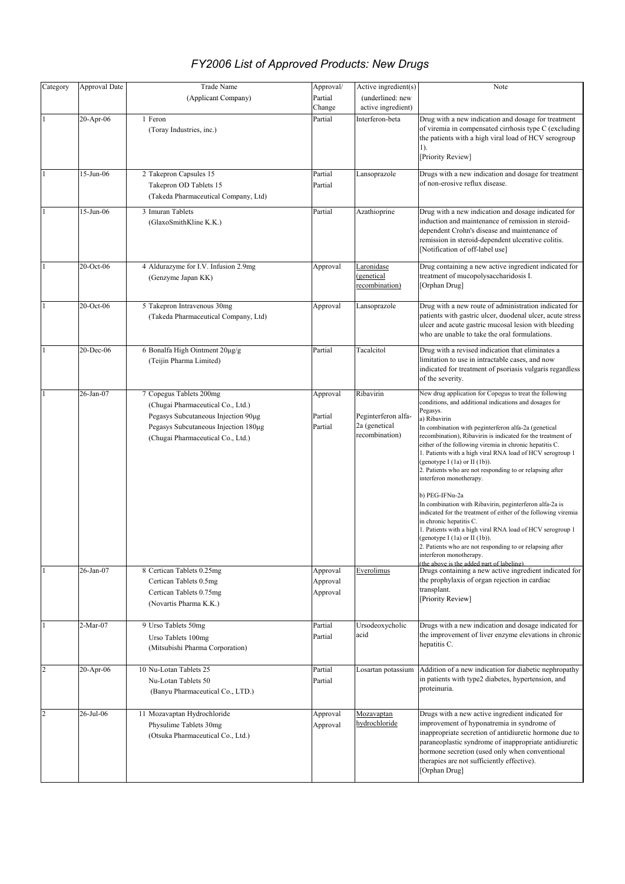# FY2006 List of Approved Products: New Drugs

| Category | Approval Date | Trade Name (Applicant Company) | Approval/ Partial Change | Active ingredient(s) (underlined: new active ingredient) | Note |
|---|---|---|---|---|---|
| 1 | 20-Apr-06 | 1 Feron<br>(Toray Industries, inc.) | Partial | Interferon-beta | Drug with a new indication and dosage for treatment of viremia in compensated cirrhosis type C (excluding the patients with a high viral load of HCV serogroup 1).<br>[Priority Review] |
| 1 | 15-Jun-06 | 2 Takepron Capsules 15<br>Takepron OD Tablets 15<br>(Takeda Pharmaceutical Company, Ltd) | Partial<br>Partial | Lansoprazole | Drugs with a new indication and dosage for treatment of non-erosive reflux disease. |
| 1 | 15-Jun-06 | 3 Imuran Tablets<br>(GlaxoSmithKline K.K.) | Partial | Azathioprine | Drug with a new indication and dosage indicated for induction and maintenance of remission in steroid-dependent Crohn's disease and maintenance of remission in steroid-dependent ulcerative colitis.<br>[Notification of off-label use] |
| 1 | 20-Oct-06 | 4 Aldurazyme for I.V. Infusion 2.9mg<br>(Genzyme Japan KK) | Approval | <u>Laronidase (genetical recombination)</u> | Drug containing a new active ingredient indicated for treatment of mucopolysaccharidosis I.<br>[Orphan Drug] |
| 1 | 20-Oct-06 | 5 Takepron Intravenous 30mg<br>(Takeda Pharmaceutical Company, Ltd) | Approval | Lansoprazole | Drug with a new route of administration indicated for patients with gastric ulcer, duodenal ulcer, acute stress ulcer and acute gastric mucosal lesion with bleeding who are unable to take the oral formulations. |
| 1 | 20-Dec-06 | 6 Bonalfa High Ointment 20μg/g<br>(Teijin Pharma Limited) | Partial | Tacalcitol | Drug with a revised indication that eliminates a limitation to use in intractable cases, and now indicated for treatment of psoriasis vulgaris regardless of the severity. |
| 1 | 26-Jan-07 | 7 Copegus Tablets 200mg<br>(Chugai Pharmaceutical Co., Ltd.)<br>Pegasys Subcutaneous Injection 90μg<br>Pegasys Subcutaneous Injection 180μg<br>(Chugai Pharmaceutical Co., Ltd.) | Approval<br><br>Partial<br>Partial | Ribavirin<br><br>Peginterferon alfa-2a (genetical recombination) | New drug application for Copegus to treat the following conditions, and additional indications and dosages for Pegasys.<br>a) Ribavirin<br>In combination with peginterferon alfa-2a (genetical recombination), Ribavirin is indicated for the treatment of either of the following viremia in chronic hepatitis C.<br>1. Patients with a high viral RNA load of HCV serogroup 1 (genotype I (1a) or II (1b)).<br>2. Patients who are not responding to or relapsing after interferon monotherapy.<br><br>b) PEG-IFNα-2a<br>In combination with Ribavirin, peginterferon alfa-2a is indicated for the treatment of either of the following viremia in chronic hepatitis C.<br>1. Patients with a high viral RNA load of HCV serogroup 1 (genotype I (1a) or II (1b)).<br>2. Patients who are not responding to or relapsing after interferon monotherapy.<br>(the above is the added part of labeling) |
| 1 | 26-Jan-07 | 8 Certican Tablets 0.25mg<br>Certican Tablets 0.5mg<br>Certican Tablets 0.75mg<br>(Novartis Pharma K.K.) | Approval<br>Approval<br>Approval | <u>Everolimus</u> | Drugs containing a new active ingredient indicated for the prophylaxis of organ rejection in cardiac transplant.<br>[Priority Review] |
| 1 | 2-Mar-07 | 9 Urso Tablets 50mg<br>Urso Tablets 100mg<br>(Mitsubishi Pharma Corporation) | Partial<br>Partial | Ursodeoxycholic acid | Drugs with a new indication and dosage indicated for the improvement of liver enzyme elevations in chronic hepatitis C. |
| 2 | 20-Apr-06 | 10 Nu-Lotan Tablets 25<br>Nu-Lotan Tablets 50<br>(Banyu Pharmaceutical Co., LTD.) | Partial<br>Partial | Losartan potassium | Addition of a new indication for diabetic nephropathy in patients with type2 diabetes, hypertension, and proteinuria. |
| 2 | 26-Jul-06 | 11 Mozavaptan Hydrochloride<br>Physulime Tablets 30mg<br>(Otsuka Pharmaceutical Co., Ltd.) | Approval<br>Approval | <u>Mozavaptan hydrochloride</u> | Drugs with a new active ingredient indicated for improvement of hyponatremia in syndrome of inappropriate secretion of antidiuretic hormone due to paraneoplastic syndrome of inappropriate antidiuretic hormone secretion (used only when conventional therapies are not sufficiently effective).<br>[Orphan Drug] |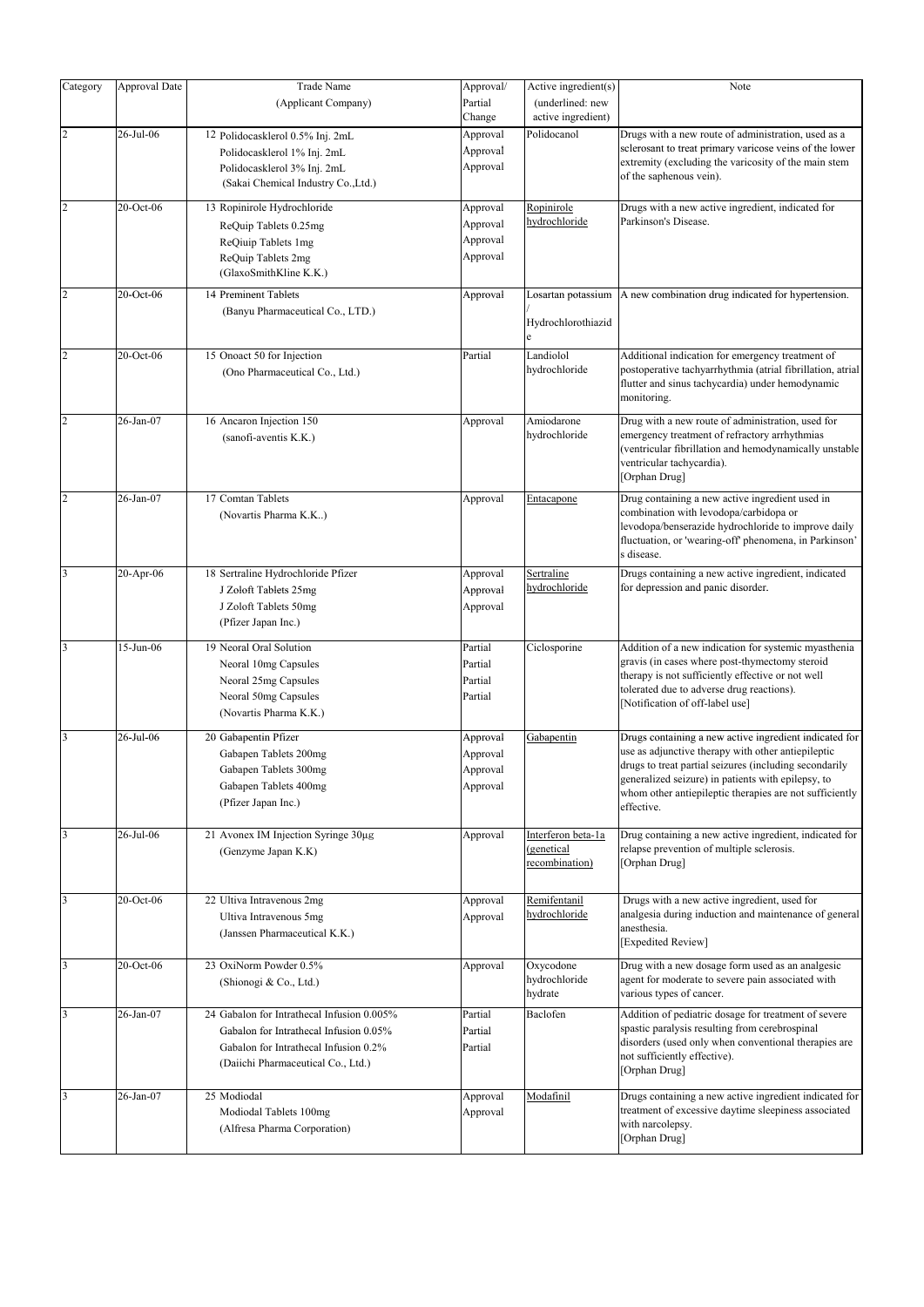| Category | Approval Date | Trade Name (Applicant Company) | Approval/ Partial Change | Active ingredient(s) (underlined: new active ingredient) | Note |
|---|---|---|---|---|---|
| 2 | 26-Jul-06 | 12 Polidocasklerol 0.5% Inj. 2mL<br>Polidocasklerol 1% Inj. 2mL<br>Polidocasklerol 3% Inj. 2mL<br>(Sakai Chemical Industry Co.,Ltd.) | Approval<br>Approval<br>Approval | Polidocanol | Drugs with a new route of administration, used as a sclerosant to treat primary varicose veins of the lower extremity (excluding the varicosity of the main stem of the saphenous vein). |
| 2 | 20-Oct-06 | 13 Ropinirole Hydrochloride<br>ReQuip Tablets 0.25mg<br>ReQiuip Tablets 1mg<br>ReQuip Tablets 2mg<br>(GlaxoSmithKline K.K.) | Approval<br>Approval<br>Approval<br>Approval | <u>Ropinirole hydrochloride</u> | Drugs with a new active ingredient, indicated for Parkinson's Disease. |
| 2 | 20-Oct-06 | 14 Preminent Tablets<br>(Banyu Pharmaceutical Co., LTD.) | Approval | Losartan potassium / Hydrochlorothiazide | A new combination drug indicated for hypertension. |
| 2 | 20-Oct-06 | 15 Onoact 50 for Injection<br>(Ono Pharmaceutical Co., Ltd.) | Partial | Landiolol hydrochloride | Additional indication for emergency treatment of postoperative tachyarrhythmia (atrial fibrillation, atrial flutter and sinus tachycardia) under hemodynamic monitoring. |
| 2 | 26-Jan-07 | 16 Ancaron Injection 150<br>(sanofi-aventis K.K.) | Approval | Amiodarone hydrochloride | Drug with a new route of administration, used for emergency treatment of refractory arrhythmias (ventricular fibrillation and hemodynamically unstable ventricular tachycardia).<br>[Orphan Drug] |
| 2 | 26-Jan-07 | 17 Comtan Tablets<br>(Novartis Pharma K.K..) | Approval | <u>Entacapone</u> | Drug containing a new active ingredient used in combination with levodopa/carbidopa or levodopa/benserazide hydrochloride to improve daily fluctuation, or 'wearing-off' phenomena, in Parkinson' s disease. |
| 3 | 20-Apr-06 | 18 Sertraline Hydrochloride Pfizer<br>J Zoloft Tablets 25mg<br>J Zoloft Tablets 50mg<br>(Pfizer Japan Inc.) | Approval<br>Approval<br>Approval | <u>Sertraline hydrochloride</u> | Drugs containing a new active ingredient, indicated for depression and panic disorder. |
| 3 | 15-Jun-06 | 19 Neoral Oral Solution<br>Neoral 10mg Capsules<br>Neoral 25mg Capsules<br>Neoral 50mg Capsules<br>(Novartis Pharma K.K.) | Partial<br>Partial<br>Partial<br>Partial | Ciclosporine | Addition of a new indication for systemic myasthenia gravis (in cases where post-thymectomy steroid therapy is not sufficiently effective or not well tolerated due to adverse drug reactions).<br>[Notification of off-label use] |
| 3 | 26-Jul-06 | 20 Gabapentin Pfizer<br>Gabapen Tablets 200mg<br>Gabapen Tablets 300mg<br>Gabapen Tablets 400mg<br>(Pfizer Japan Inc.) | Approval<br>Approval<br>Approval<br>Approval | <u>Gabapentin</u> | Drugs containing a new active ingredient indicated for use as adjunctive therapy with other antiepileptic drugs to treat partial seizures (including secondarily generalized seizure) in patients with epilepsy, to whom other antiepileptic therapies are not sufficiently effective. |
| 3 | 26-Jul-06 | 21 Avonex IM Injection Syringe 30μg<br>(Genzyme Japan K.K) | Approval | <u>Interferon beta-1a (genetical recombination)</u> | Drug containing a new active ingredient, indicated for relapse prevention of multiple sclerosis.<br>[Orphan Drug] |
| 3 | 20-Oct-06 | 22 Ultiva Intravenous 2mg<br>Ultiva Intravenous 5mg<br>(Janssen Pharmaceutical K.K.) | Approval<br>Approval | <u>Remifentanil hydrochloride</u> | Drugs with a new active ingredient, used for analgesia during induction and maintenance of general anesthesia.<br>[Expedited Review] |
| 3 | 20-Oct-06 | 23 OxiNorm Powder 0.5%<br>(Shionogi & Co., Ltd.) | Approval | Oxycodone hydrochloride hydrate | Drug with a new dosage form used as an analgesic agent for moderate to severe pain associated with various types of cancer. |
| 3 | 26-Jan-07 | 24 Gabalon for Intrathecal Infusion 0.005%<br>Gabalon for Intrathecal Infusion 0.05%<br>Gabalon for Intrathecal Infusion 0.2%<br>(Daiichi Pharmaceutical Co., Ltd.) | Partial<br>Partial<br>Partial | Baclofen | Addition of pediatric dosage for treatment of severe spastic paralysis resulting from cerebrospinal disorders (used only when conventional therapies are not sufficiently effective).<br>[Orphan Drug] |
| 3 | 26-Jan-07 | 25 Modiodal<br>Modiodal Tablets 100mg<br>(Alfresa Pharma Corporation) | Approval<br>Approval | <u>Modafinil</u> | Drugs containing a new active ingredient indicated for treatment of excessive daytime sleepiness associated with narcolepsy.<br>[Orphan Drug] |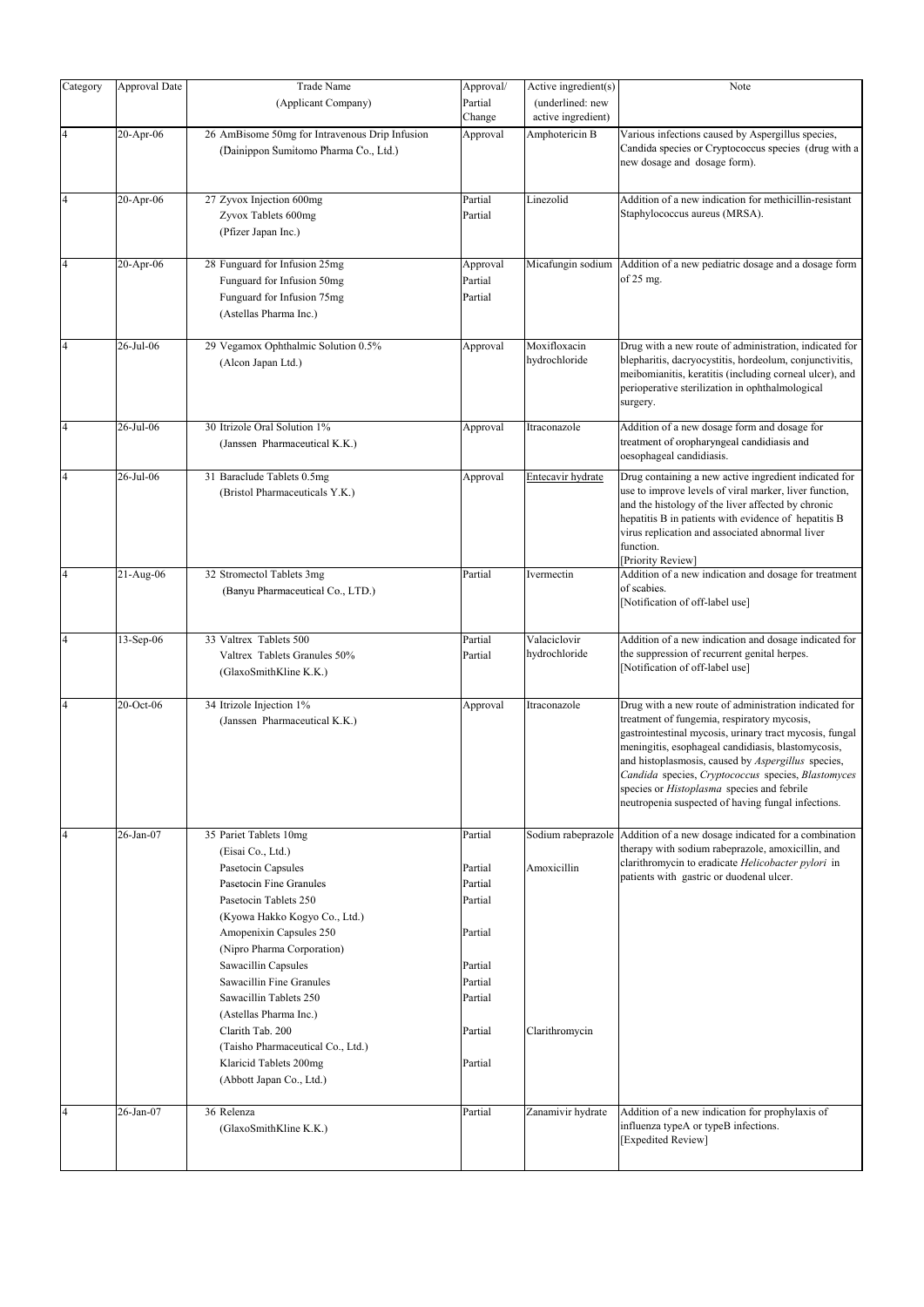| Category | Approval Date | Trade Name (Applicant Company) | Approval/ Partial Change | Active ingredient(s) (underlined: new active ingredient) | Note |
|---|---|---|---|---|---|
| 4 | 20-Apr-06 | 26 AmBisome 50mg for Intravenous Drip Infusion<br>(Dainippon Sumitomo Pharma Co., Ltd.) | Approval | Amphotericin B | Various infections caused by Aspergillus species, Candida species or Cryptococcus species (drug with a new dosage and dosage form). |
| 4 | 20-Apr-06 | 27 Zyvox Injection 600mg<br>Zyvox Tablets 600mg<br>(Pfizer Japan Inc.) | Partial<br>Partial | Linezolid | Addition of a new indication for methicillin-resistant Staphylococcus aureus (MRSA). |
| 4 | 20-Apr-06 | 28 Funguard for Infusion 25mg<br>Funguard for Infusion 50mg<br>Funguard for Infusion 75mg<br>(Astellas Pharma Inc.) | Approval<br>Partial<br>Partial | Micafungin sodium | Addition of a new pediatric dosage and a dosage form of 25 mg. |
| 4 | 26-Jul-06 | 29 Vegamox Ophthalmic Solution 0.5%<br>(Alcon Japan Ltd.) | Approval | Moxifloxacin hydrochloride | Drug with a new route of administration, indicated for blepharitis, dacryocystitis, hordeolum, conjunctivitis, meibomianitis, keratitis (including corneal ulcer), and perioperative sterilization in ophthalmological surgery. |
| 4 | 26-Jul-06 | 30 Itrizole Oral Solution 1%<br>(Janssen Pharmaceutical K.K.) | Approval | Itraconazole | Addition of a new dosage form and dosage for treatment of oropharyngeal candidiasis and oesophageal candidiasis. |
| 4 | 26-Jul-06 | 31 Baraclude Tablets 0.5mg<br>(Bristol Pharmaceuticals Y.K.) | Approval | <u>Entecavir hydrate</u> | Drug containing a new active ingredient indicated for use to improve levels of viral marker, liver function, and the histology of the liver affected by chronic hepatitis B in patients with evidence of hepatitis B virus replication and associated abnormal liver function.<br>[Priority Review] |
| 4 | 21-Aug-06 | 32 Stromectol Tablets 3mg<br>(Banyu Pharmaceutical Co., LTD.) | Partial | Ivermectin | Addition of a new indication and dosage for treatment of scabies.<br>[Notification of off-label use] |
| 4 | 13-Sep-06 | 33 Valtrex Tablets 500<br>Valtrex Tablets Granules 50%<br>(GlaxoSmithKline K.K.) | Partial<br>Partial | Valaciclovir hydrochloride | Addition of a new indication and dosage indicated for the suppression of recurrent genital herpes.<br>[Notification of off-label use] |
| 4 | 20-Oct-06 | 34 Itrizole Injection 1%<br>(Janssen Pharmaceutical K.K.) | Approval | Itraconazole | Drug with a new route of administration indicated for treatment of fungemia, respiratory mycosis, gastrointestinal mycosis, urinary tract mycosis, fungal meningitis, esophageal candidiasis, blastomycosis, and histoplasmosis, caused by *Aspergillus* species, *Candida* species, *Cryptococcus* species, *Blastomyces* species or *Histoplasma* species and febrile neutropenia suspected of having fungal infections. |
| 4 | 26-Jan-07 | 35 Pariet Tablets 10mg<br>(Eisai Co., Ltd.)<br>Pasetocin Capsules<br>Pasetocin Fine Granules<br>Pasetocin Tablets 250<br>(Kyowa Hakko Kogyo Co., Ltd.)<br>Amopenixin Capsules 250<br>(Nipro Pharma Corporation)<br>Sawacillin Capsules<br>Sawacillin Fine Granules<br>Sawacillin Tablets 250<br>(Astellas Pharma Inc.)<br>Clarith Tab. 200<br>(Taisho Pharmaceutical Co., Ltd.)<br>Klaricid Tablets 200mg<br>(Abbott Japan Co., Ltd.) | Partial<br><br>Partial<br>Partial<br>Partial<br><br>Partial<br><br>Partial<br>Partial<br>Partial<br><br>Partial<br><br>Partial | Sodium rabeprazole<br><br>Amoxicillin<br><br><br><br><br><br><br><br><br><br>Clarithromycin | Addition of a new dosage indicated for a combination therapy with sodium rabeprazole, amoxicillin, and clarithromycin to eradicate *Helicobacter pylori* in patients with gastric or duodenal ulcer. |
| 4 | 26-Jan-07 | 36 Relenza<br>(GlaxoSmithKline K.K.) | Partial | Zanamivir hydrate | Addition of a new indication for prophylaxis of influenza typeA or typeB infections.<br>[Expedited Review] |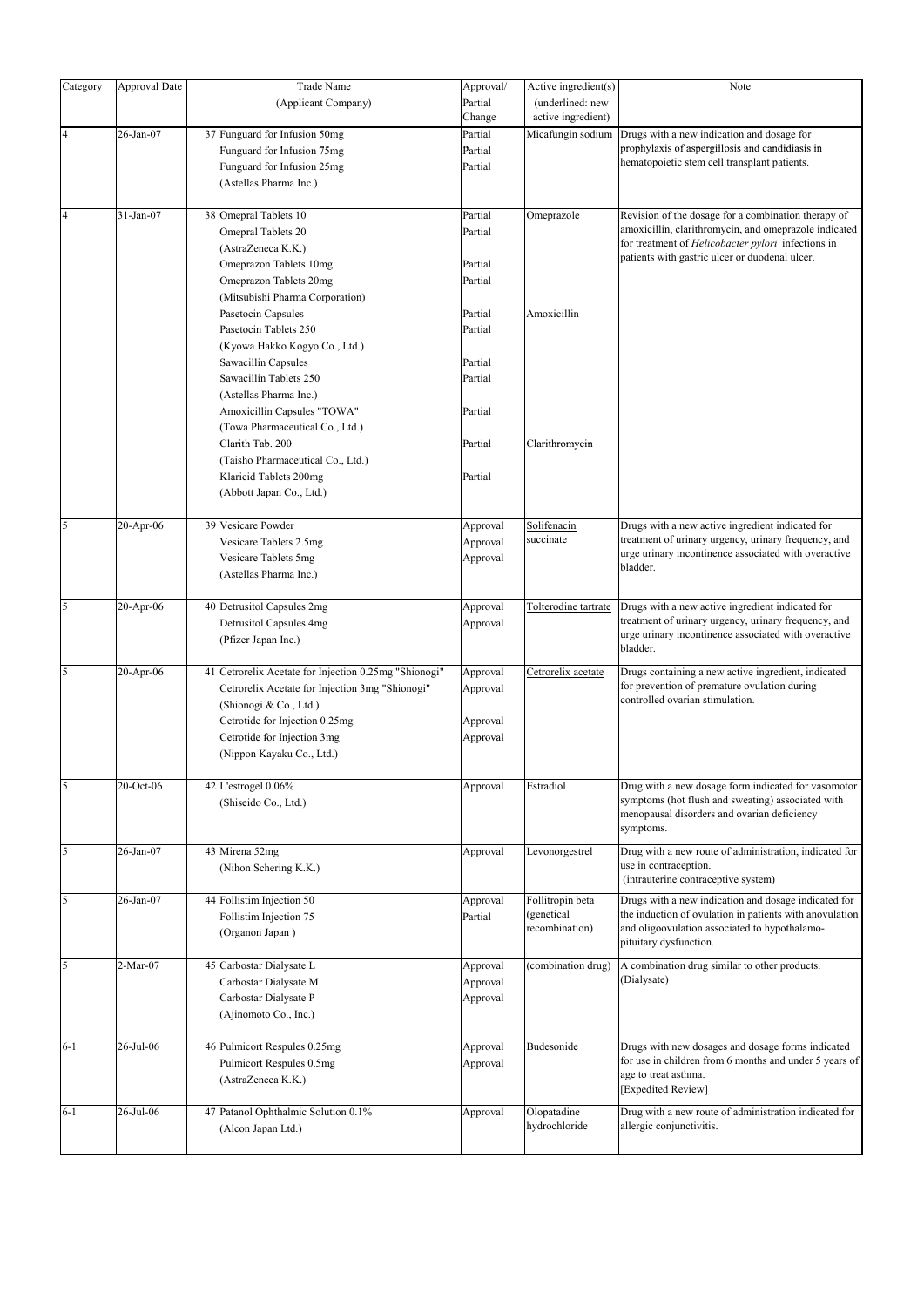| Category | Approval Date | Trade Name (Applicant Company) | Approval/ Partial Change | Active ingredient(s) (underlined: new active ingredient) | Note |
|---|---|---|---|---|---|
| 4 | 26-Jan-07 | 37 Funguard for Infusion 50mg<br>Funguard for Infusion 75mg<br>Funguard for Infusion 25mg<br>(Astellas Pharma Inc.) | Partial<br>Partial<br>Partial | Micafungin sodium | Drugs with a new indication and dosage for prophylaxis of aspergillosis and candidiasis in hematopoietic stem cell transplant patients. |
| 4 | 31-Jan-07 | 38 Omepral Tablets 10<br>Omepral Tablets 20<br>(AstraZeneca K.K.)<br>Omeprazon Tablets 10mg<br>Omeprazon Tablets 20mg<br>(Mitsubishi Pharma Corporation)<br>Pasetocin Capsules<br>Pasetocin Tablets 250<br>(Kyowa Hakko Kogyo Co., Ltd.)<br>Sawacillin Capsules<br>Sawacillin Tablets 250<br>(Astellas Pharma Inc.)<br>Amoxicillin Capsules "TOWA"<br>(Towa Pharmaceutical Co., Ltd.)<br>Clarith Tab. 200<br>(Taisho Pharmaceutical Co., Ltd.)<br>Klaricid Tablets 200mg<br>(Abbott Japan Co., Ltd.) | Partial<br>Partial<br><br>Partial<br>Partial<br><br>Partial<br>Partial<br><br>Partial<br>Partial<br><br>Partial<br><br>Partial<br><br>Partial | Omeprazole<br><br><br><br><br><br>Amoxicillin<br><br><br><br><br><br><br><br>Clarithromycin | Revision of the dosage for a combination therapy of amoxicillin, clarithromycin, and omeprazole indicated for treatment of *Helicobacter pylori* infections in patients with gastric ulcer or duodenal ulcer. |
| 5 | 20-Apr-06 | 39 Vesicare Powder<br>Vesicare Tablets 2.5mg<br>Vesicare Tablets 5mg<br>(Astellas Pharma Inc.) | Approval<br>Approval<br>Approval | <u>Solifenacin succinate</u> | Drugs with a new active ingredient indicated for treatment of urinary urgency, urinary frequency, and urge urinary incontinence associated with overactive bladder. |
| 5 | 20-Apr-06 | 40 Detrusitol Capsules 2mg<br>Detrusitol Capsules 4mg<br>(Pfizer Japan Inc.) | Approval<br>Approval | <u>Tolterodine tartrate</u> | Drugs with a new active ingredient indicated for treatment of urinary urgency, urinary frequency, and urge urinary incontinence associated with overactive bladder. |
| 5 | 20-Apr-06 | 41 Cetrorelix Acetate for Injection 0.25mg "Shionogi"<br>Cetrorelix Acetate for Injection 3mg "Shionogi"<br>(Shionogi & Co., Ltd.)<br>Cetrotide for Injection 0.25mg<br>Cetrotide for Injection 3mg<br>(Nippon Kayaku Co., Ltd.) | Approval<br>Approval<br><br>Approval<br>Approval | <u>Cetrorelix acetate</u> | Drugs containing a new active ingredient, indicated for prevention of premature ovulation during controlled ovarian stimulation. |
| 5 | 20-Oct-06 | 42 L'estrogel 0.06%<br>(Shiseido Co., Ltd.) | Approval | Estradiol | Drug with a new dosage form indicated for vasomotor symptoms (hot flush and sweating) associated with menopausal disorders and ovarian deficiency symptoms. |
| 5 | 26-Jan-07 | 43 Mirena 52mg<br>(Nihon Schering K.K.) | Approval | Levonorgestrel | Drug with a new route of administration, indicated for use in contraception.<br>(intrauterine contraceptive system) |
| 5 | 26-Jan-07 | 44 Follistim Injection 50<br>Follistim Injection 75<br>(Organon Japan ) | Approval<br>Partial | Follitropin beta (genetical recombination) | Drugs with a new indication and dosage indicated for the induction of ovulation in patients with anovulation and oligoovulation associated to hypothalamo-pituitary dysfunction. |
| 5 | 2-Mar-07 | 45 Carbostar Dialysate L<br>Carbostar Dialysate M<br>Carbostar Dialysate P<br>(Ajinomoto Co., Inc.) | Approval<br>Approval<br>Approval | (combination drug) | A combination drug similar to other products.<br>(Dialysate) |
| 6-1 | 26-Jul-06 | 46 Pulmicort Respules 0.25mg<br>Pulmicort Respules 0.5mg<br>(AstraZeneca K.K.) | Approval<br>Approval | Budesonide | Drugs with new dosages and dosage forms indicated for use in children from 6 months and under 5 years of age to treat asthma.<br>[Expedited Review] |
| 6-1 | 26-Jul-06 | 47 Patanol Ophthalmic Solution 0.1%<br>(Alcon Japan Ltd.) | Approval | Olopatadine hydrochloride | Drug with a new route of administration indicated for allergic conjunctivitis. |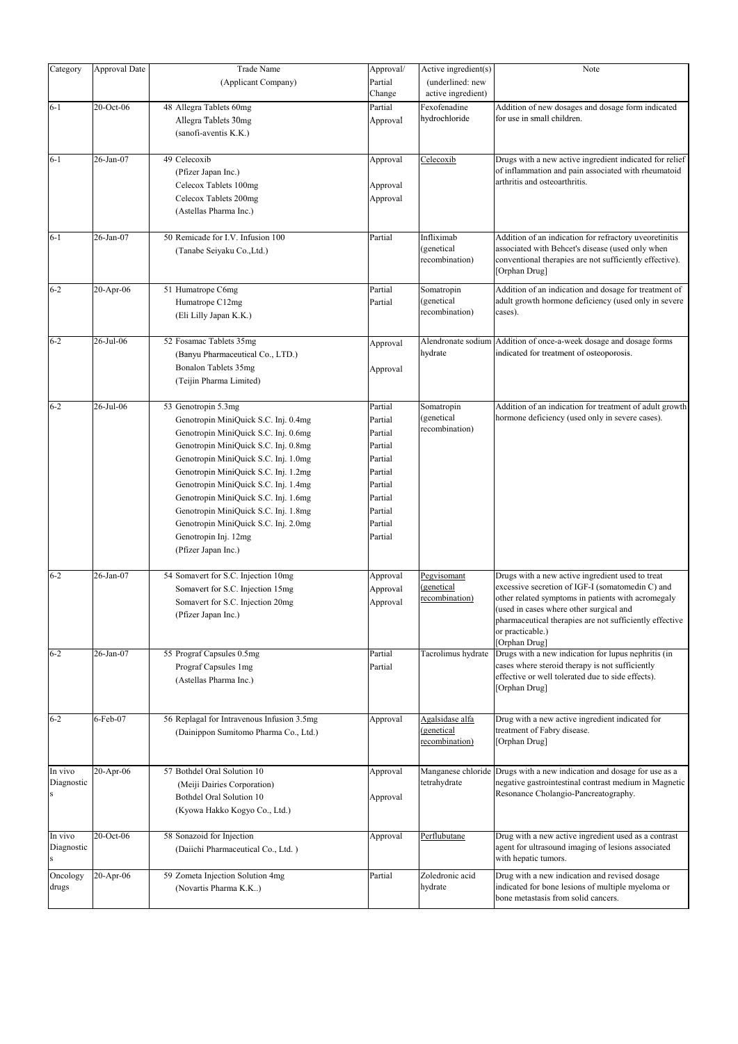| Category | Approval Date | Trade Name<br>(Applicant Company) | Approval/<br>Partial<br>Change | Active ingredient(s)<br>(underlined: new active ingredient) | Note |
|---|---|---|---|---|---|
| 6-1 | 20-Oct-06 | 48 Allegra Tablets 60mg<br>Allegra Tablets 30mg<br>(sanofi-aventis K.K.) | Partial<br>Approval | Fexofenadine hydrochloride | Addition of new dosages and dosage form indicated for use in small children. |
| 6-1 | 26-Jan-07 | 49 Celecoxib<br>(Pfizer Japan Inc.)<br>Celecox Tablets 100mg<br>Celecox Tablets 200mg<br>(Astellas Pharma Inc.) | Approval<br><br>Approval<br>Approval | Celecoxib | Drugs with a new active ingredient indicated for relief of inflammation and pain associated with rheumatoid arthritis and osteoarthritis. |
| 6-1 | 26-Jan-07 | 50 Remicade for I.V. Infusion 100<br>(Tanabe Seiyaku Co.,Ltd.) | Partial | Infliximab (genetical recombination) | Addition of an indication for refractory uveoretinitis associated with Behcet's disease (used only when conventional therapies are not sufficiently effective).<br>[Orphan Drug] |
| 6-2 | 20-Apr-06 | 51 Humatrope C6mg<br>Humatrope C12mg<br>(Eli Lilly Japan K.K.) | Partial<br>Partial | Somatropin (genetical recombination) | Addition of an indication and dosage for treatment of adult growth hormone deficiency (used only in severe cases). |
| 6-2 | 26-Jul-06 | 52 Fosamac Tablets 35mg<br>(Banyu Pharmaceutical Co., LTD.)<br>Bonalon Tablets 35mg<br>(Teijin Pharma Limited) | Approval<br><br>Approval | Alendronate sodium hydrate | Addition of once-a-week dosage and dosage forms indicated for treatment of osteoporosis. |
| 6-2 | 26-Jul-06 | 53 Genotropin 5.3mg<br>Genotropin MiniQuick S.C. Inj. 0.4mg<br>Genotropin MiniQuick S.C. Inj. 0.6mg<br>Genotropin MiniQuick S.C. Inj. 0.8mg<br>Genotropin MiniQuick S.C. Inj. 1.0mg<br>Genotropin MiniQuick S.C. Inj. 1.2mg<br>Genotropin MiniQuick S.C. Inj. 1.4mg<br>Genotropin MiniQuick S.C. Inj. 1.6mg<br>Genotropin MiniQuick S.C. Inj. 1.8mg<br>Genotropin MiniQuick S.C. Inj. 2.0mg<br>Genotropin Inj. 12mg<br>(Pfizer Japan Inc.) | Partial<br>Partial<br>Partial<br>Partial<br>Partial<br>Partial<br>Partial<br>Partial<br>Partial<br>Partial<br>Partial | Somatropin (genetical recombination) | Addition of an indication for treatment of adult growth hormone deficiency (used only in severe cases). |
| 6-2 | 26-Jan-07 | 54 Somavert for S.C. Injection 10mg<br>Somavert for S.C. Injection 15mg<br>Somavert for S.C. Injection 20mg<br>(Pfizer Japan Inc.) | Approval<br>Approval<br>Approval | Pegvisomant (genetical recombination) | Drugs with a new active ingredient used to treat excessive secretion of IGF-I (somatomedin C) and other related symptoms in patients with acromegaly (used in cases where other surgical and pharmaceutical therapies are not sufficiently effective or practicable.)<br>[Orphan Drug] |
| 6-2 | 26-Jan-07 | 55 Prograf Capsules 0.5mg<br>Prograf Capsules 1mg<br>(Astellas Pharma Inc.) | Partial<br>Partial | Tacrolimus hydrate | Drugs with a new indication for lupus nephritis (in cases where steroid therapy is not sufficiently effective or well tolerated due to side effects).<br>[Orphan Drug] |
| 6-2 | 6-Feb-07 | 56 Replagal for Intravenous Infusion 3.5mg<br>(Dainippon Sumitomo Pharma Co., Ltd.) | Approval | Agalsidase alfa (genetical recombination) | Drug with a new active ingredient indicated for treatment of Fabry disease.<br>[Orphan Drug] |
| In vivo Diagnostics | 20-Apr-06 | 57 Bothdel Oral Solution 10<br>(Meiji Dairies Corporation)<br>Bothdel Oral Solution 10<br>(Kyowa Hakko Kogyo Co., Ltd.) | Approval<br><br>Approval | Manganese chloride tetrahydrate | Drugs with a new indication and dosage for use as a negative gastrointestinal contrast medium in Magnetic Resonance Cholangio-Pancreatography. |
| In vivo Diagnostics | 20-Oct-06 | 58 Sonazoid for Injection<br>(Daiichi Pharmaceutical Co., Ltd. ) | Approval | Perflubutane | Drug with a new active ingredient used as a contrast agent for ultrasound imaging of lesions associated with hepatic tumors. |
| Oncology drugs | 20-Apr-06 | 59 Zometa Injection Solution 4mg<br>(Novartis Pharma K.K..) | Partial | Zoledronic acid hydrate | Drug with a new indication and revised dosage indicated for bone lesions of multiple myeloma or bone metastasis from solid cancers. |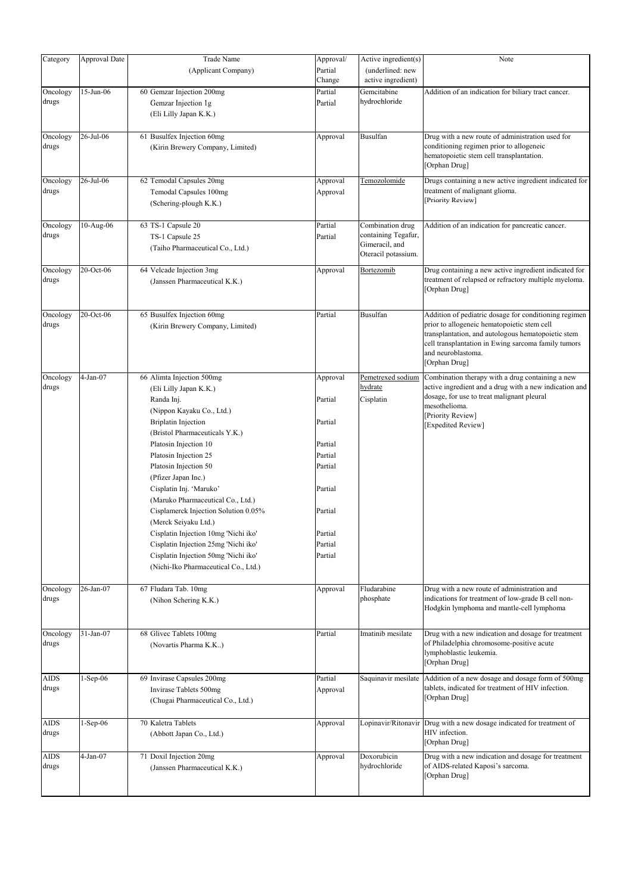| Category | Approval Date | Trade Name<br>(Applicant Company) | Approval/<br>Partial<br>Change | Active ingredient(s)<br>(underlined: new active ingredient) | Note |
|---|---|---|---|---|---|
| Oncology drugs | 15-Jun-06 | 60 Gemzar Injection 200mg<br>Gemzar Injection 1g<br>(Eli Lilly Japan K.K.) | Partial<br>Partial | Gemcitabine hydrochloride | Addition of an indication for biliary tract cancer. |
| Oncology drugs | 26-Jul-06 | 61 Busulfex Injection 60mg<br>(Kirin Brewery Company, Limited) | Approval | Busulfan | Drug with a new route of administration used for conditioning regimen prior to allogeneic hematopoietic stem cell transplantation.<br>[Orphan Drug] |
| Oncology drugs | 26-Jul-06 | 62 Temodal Capsules 20mg<br>Temodal Capsules 100mg<br>(Schering-plough K.K.) | Approval<br>Approval | <u>Temozolomide</u> | Drugs containing a new active ingredient indicated for treatment of malignant glioma.<br>[Priority Review] |
| Oncology drugs | 10-Aug-06 | 63 TS-1 Capsule 20<br>TS-1 Capsule 25<br>(Taiho Pharmaceutical Co., Ltd.) | Partial<br>Partial | Combination drug containing Tegafur, Gimeracil, and Oteracil potassium. | Addition of an indication for pancreatic cancer. |
| Oncology drugs | 20-Oct-06 | 64 Velcade Injection 3mg<br>(Janssen Pharmaceutical K.K.) | Approval | <u>Bortezomib</u> | Drug containing a new active ingredient indicated for treatment of relapsed or refractory multiple myeloma.<br>[Orphan Drug] |
| Oncology drugs | 20-Oct-06 | 65 Busulfex Injection 60mg<br>(Kirin Brewery Company, Limited) | Partial | Busulfan | Addition of pediatric dosage for conditioning regimen prior to allogeneic hematopoietic stem cell transplantation, and autologous hematopoietic stem cell transplantation in Ewing sarcoma family tumors and neuroblastoma.<br>[Orphan Drug] |
| Oncology drugs | 4-Jan-07 | 66 Alimta Injection 500mg<br>(Eli Lilly Japan K.K.)<br>Randa Inj.<br>(Nippon Kayaku Co., Ltd.)<br>Briplatin Injection<br>(Bristol Pharmaceuticals Y.K.)<br>Platosin Injection 10<br>Platosin Injection 25<br>Platosin Injection 50<br>(Pfizer Japan Inc.)<br>Cisplatin Inj. 'Maruko'<br>(Maruko Pharmaceutical Co., Ltd.)<br>Cisplamerck Injection Solution 0.05%<br>(Merck Seiyaku Ltd.)<br>Cisplatin Injection 10mg 'Nichi iko'<br>Cisplatin Injection 25mg 'Nichi iko'<br>Cisplatin Injection 50mg 'Nichi iko'<br>(Nichi-Iko Pharmaceutical Co., Ltd.) | Approval<br><br>Partial<br><br>Partial<br><br>Partial<br>Partial<br>Partial<br><br>Partial<br><br>Partial<br><br>Partial<br>Partial<br>Partial | <u>Pemetrexed sodium hydrate</u><br>Cisplatin | Combination therapy with a drug containing a new active ingredient and a drug with a new indication and dosage, for use to treat malignant pleural mesothelioma.<br>[Priority Review]<br>[Expedited Review] |
| Oncology drugs | 26-Jan-07 | 67 Fludara Tab. 10mg<br>(Nihon Schering K.K.) | Approval | Fludarabine phosphate | Drug with a new route of administration and indications for treatment of low-grade B cell non-Hodgkin lymphoma and mantle-cell lymphoma |
| Oncology drugs | 31-Jan-07 | 68 Glivec Tablets 100mg<br>(Novartis Pharma K.K..) | Partial | Imatinib mesilate | Drug with a new indication and dosage for treatment of Philadelphia chromosome-positive acute lymphoblastic leukemia.<br>[Orphan Drug] |
| AIDS drugs | 1-Sep-06 | 69 Invirase Capsules 200mg<br>Invirase Tablets 500mg<br>(Chugai Pharmaceutical Co., Ltd.) | Partial<br>Approval | Saquinavir mesilate | Addition of a new dosage and dosage form of 500mg tablets, indicated for treatment of HIV infection.<br>[Orphan Drug] |
| AIDS drugs | 1-Sep-06 | 70 Kaletra Tablets<br>(Abbott Japan Co., Ltd.) | Approval | Lopinavir/Ritonavir | Drug with a new dosage indicated for treatment of HIV infection.<br>[Orphan Drug] |
| AIDS drugs | 4-Jan-07 | 71 Doxil Injection 20mg<br>(Janssen Pharmaceutical K.K.) | Approval | Doxorubicin hydrochloride | Drug with a new indication and dosage for treatment of AIDS-related Kaposi's sarcoma.<br>[Orphan Drug] |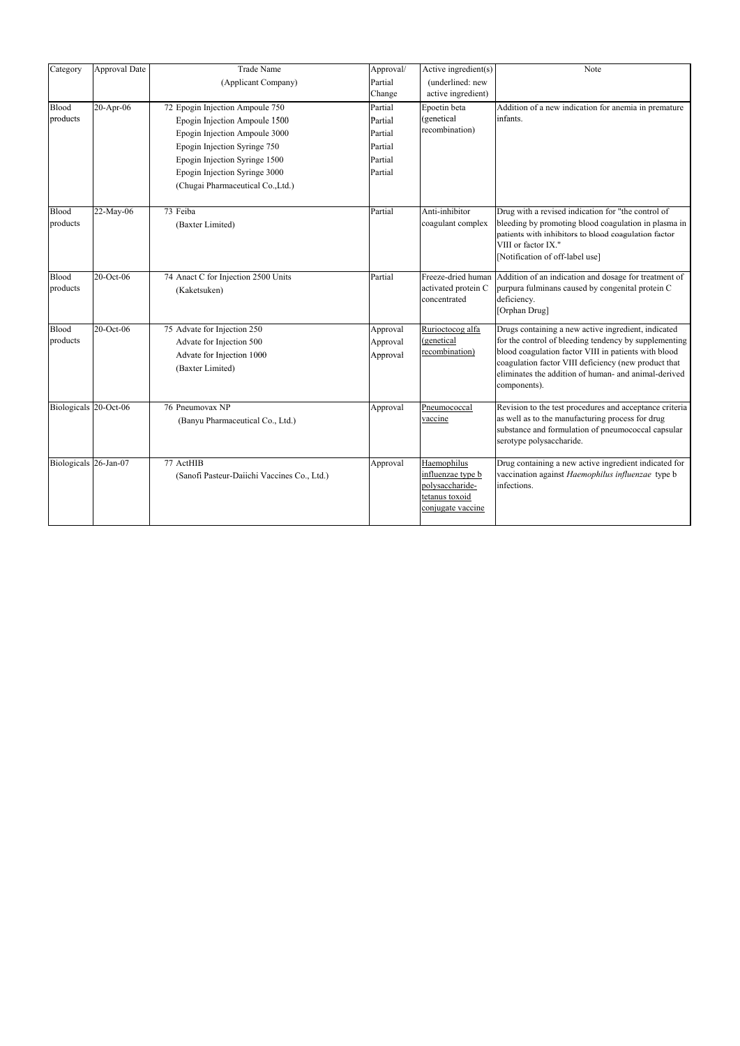| Category | Approval Date | Trade Name (Applicant Company) | Approval/ Partial Change | Active ingredient(s) (underlined: new active ingredient) | Note |
|---|---|---|---|---|---|
| Blood products | 20-Apr-06 | 72 Epogin Injection Ampoule 750<br>Epogin Injection Ampoule 1500<br>Epogin Injection Ampoule 3000<br>Epogin Injection Syringe 750<br>Epogin Injection Syringe 1500<br>Epogin Injection Syringe 3000<br>(Chugai Pharmaceutical Co.,Ltd.) | Partial<br>Partial<br>Partial<br>Partial<br>Partial<br>Partial | Epoetin beta (genetical recombination) | Addition of a new indication for anemia in premature infants. |
| Blood products | 22-May-06 | 73 Feiba<br>(Baxter Limited) | Partial | Anti-inhibitor coagulant complex | Drug with a revised indication for "the control of bleeding by promoting blood coagulation in plasma in patients with inhibitors to blood coagulation factor VIII or factor IX."<br>[Notification of off-label use] |
| Blood products | 20-Oct-06 | 74 Anact C for Injection 2500 Units<br>(Kaketsuken) | Partial | Freeze-dried human activated protein C concentrated | Addition of an indication and dosage for treatment of purpura fulminans caused by congenital protein C deficiency.<br>[Orphan Drug] |
| Blood products | 20-Oct-06 | 75 Advate for Injection 250<br>Advate for Injection 500<br>Advate for Injection 1000<br>(Baxter Limited) | Approval<br>Approval<br>Approval | <u>Rurioctocog alfa (genetical recombination)</u> | Drugs containing a new active ingredient, indicated for the control of bleeding tendency by supplementing blood coagulation factor VIII in patients with blood coagulation factor VIII deficiency (new product that eliminates the addition of human- and animal-derived components). |
| Biologicals | 20-Oct-06 | 76 Pneumovax NP<br>(Banyu Pharmaceutical Co., Ltd.) | Approval | <u>Pneumococcal vaccine</u> | Revision to the test procedures and acceptance criteria as well as to the manufacturing process for drug substance and formulation of pneumococcal capsular serotype polysaccharide. |
| Biologicals | 26-Jan-07 | 77 ActHIB<br>(Sanofi Pasteur-Daiichi Vaccines Co., Ltd.) | Approval | <u>Haemophilus influenzae type b polysaccharide-tetanus toxoid conjugate vaccine</u> | Drug containing a new active ingredient indicated for vaccination against *Haemophilus influenzae* type b infections. |